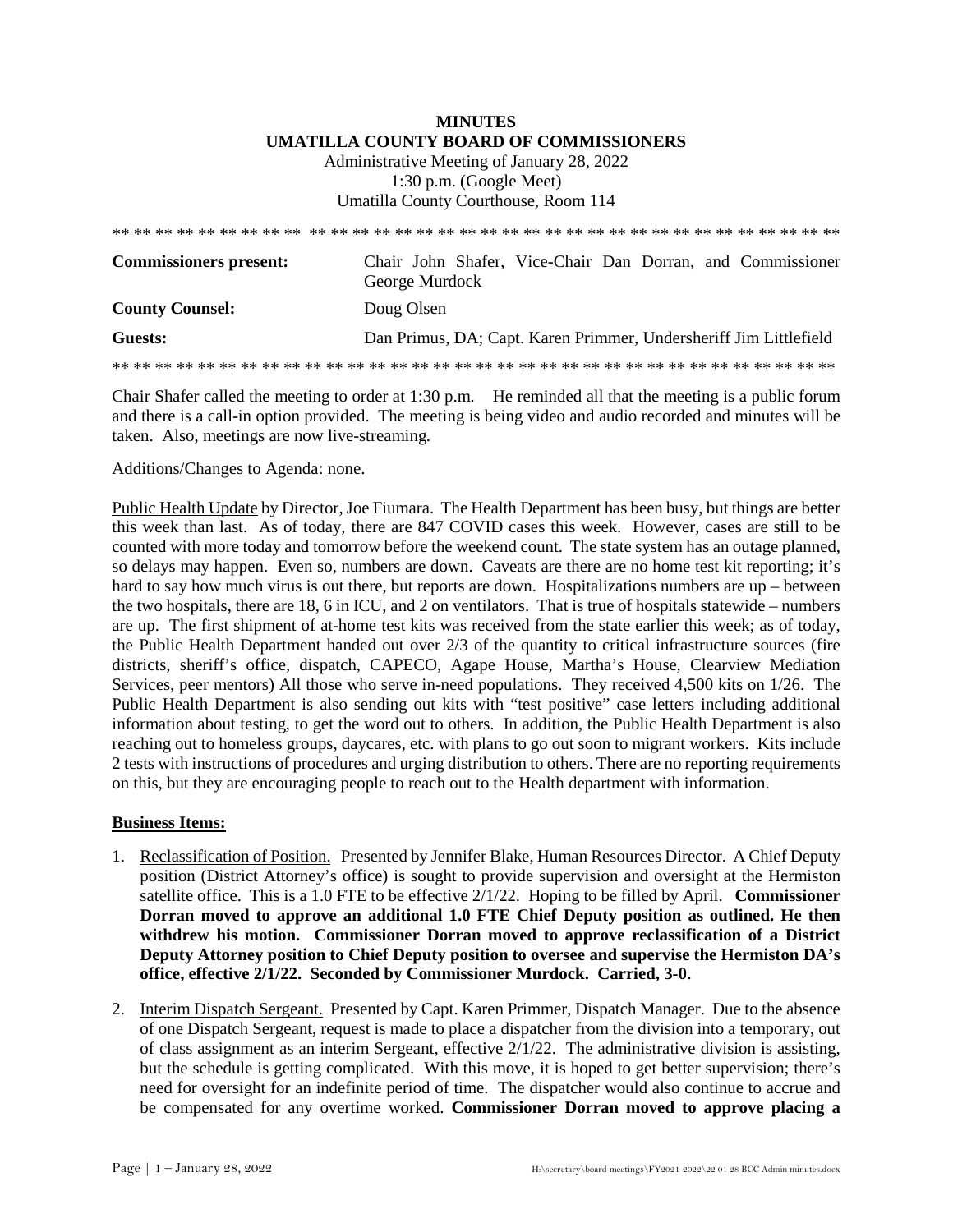**MINUTES**
**UMATILLA COUNTY BOARD OF COMMISSIONERS**
Administrative Meeting of January 28, 2022
1:30 p.m. (Google Meet)
Umatilla County Courthouse, Room 114

** ** ** ** ** ** ** ** ** ** ** ** ** ** ** ** ** ** ** ** ** ** ** ** ** ** ** ** ** ** ** ** ** ** ** ** ** ** ** ** ** **

| | |
|---|---|
| **Commissioners present:** | Chair John Shafer, Vice-Chair Dan Dorran, and Commissioner George Murdock |
| **County Counsel:** | Doug Olsen |
| **Guests:** | Dan Primus, DA; Capt. Karen Primmer, Undersheriff Jim Littlefield |

** ** ** ** ** ** ** ** ** ** ** ** ** ** ** ** ** ** ** ** ** ** ** ** ** ** ** ** ** ** ** ** ** ** ** ** ** ** ** ** ** **

Chair Shafer called the meeting to order at 1:30 p.m. He reminded all that the meeting is a public forum and there is a call-in option provided. The meeting is being video and audio recorded and minutes will be taken. Also, meetings are now live-streaming.

Additions/Changes to Agenda: none.

Public Health Update by Director, Joe Fiumara. The Health Department has been busy, but things are better this week than last. As of today, there are 847 COVID cases this week. However, cases are still to be counted with more today and tomorrow before the weekend count. The state system has an outage planned, so delays may happen. Even so, numbers are down. Caveats are there are no home test kit reporting; it's hard to say how much virus is out there, but reports are down. Hospitalizations numbers are up – between the two hospitals, there are 18, 6 in ICU, and 2 on ventilators. That is true of hospitals statewide – numbers are up. The first shipment of at-home test kits was received from the state earlier this week; as of today, the Public Health Department handed out over 2/3 of the quantity to critical infrastructure sources (fire districts, sheriff's office, dispatch, CAPECO, Agape House, Martha's House, Clearview Mediation Services, peer mentors) All those who serve in-need populations. They received 4,500 kits on 1/26. The Public Health Department is also sending out kits with "test positive" case letters including additional information about testing, to get the word out to others. In addition, the Public Health Department is also reaching out to homeless groups, daycares, etc. with plans to go out soon to migrant workers. Kits include 2 tests with instructions of procedures and urging distribution to others. There are no reporting requirements on this, but they are encouraging people to reach out to the Health department with information.

**Business Items:**

1. Reclassification of Position. Presented by Jennifer Blake, Human Resources Director. A Chief Deputy position (District Attorney's office) is sought to provide supervision and oversight at the Hermiston satellite office. This is a 1.0 FTE to be effective 2/1/22. Hoping to be filled by April. **Commissioner Dorran moved to approve an additional 1.0 FTE Chief Deputy position as outlined. He then withdrew his motion. Commissioner Dorran moved to approve reclassification of a District Deputy Attorney position to Chief Deputy position to oversee and supervise the Hermiston DA's office, effective 2/1/22. Seconded by Commissioner Murdock. Carried, 3-0.**

2. Interim Dispatch Sergeant. Presented by Capt. Karen Primmer, Dispatch Manager. Due to the absence of one Dispatch Sergeant, request is made to place a dispatcher from the division into a temporary, out of class assignment as an interim Sergeant, effective 2/1/22. The administrative division is assisting, but the schedule is getting complicated. With this move, it is hoped to get better supervision; there's need for oversight for an indefinite period of time. The dispatcher would also continue to accrue and be compensated for any overtime worked. **Commissioner Dorran moved to approve placing a**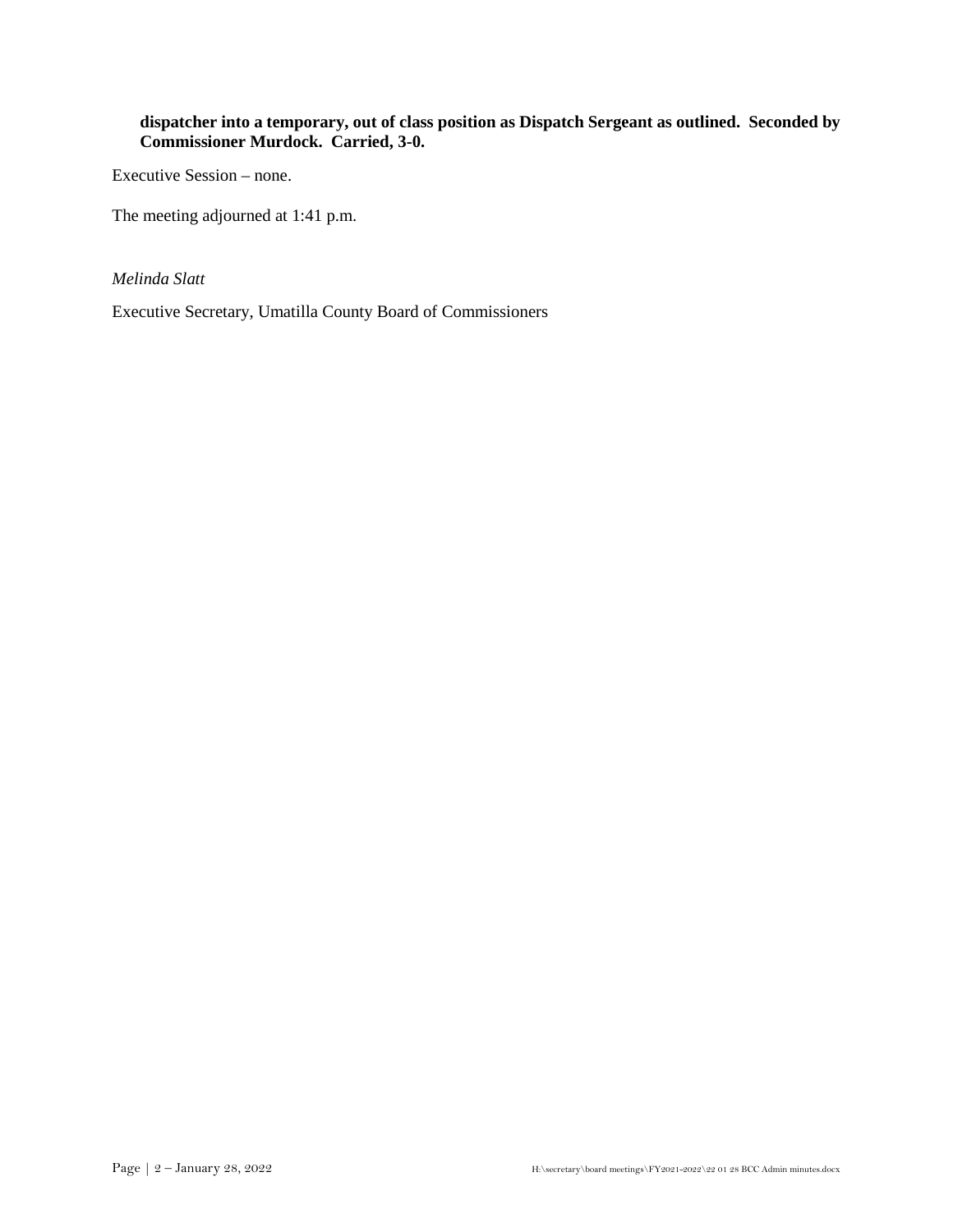**dispatcher into a temporary, out of class position as Dispatch Sergeant as outlined. Seconded by Commissioner Murdock. Carried, 3-0.**

Executive Session – none.

The meeting adjourned at 1:41 p.m.

*Melinda Slatt*

Executive Secretary, Umatilla County Board of Commissioners